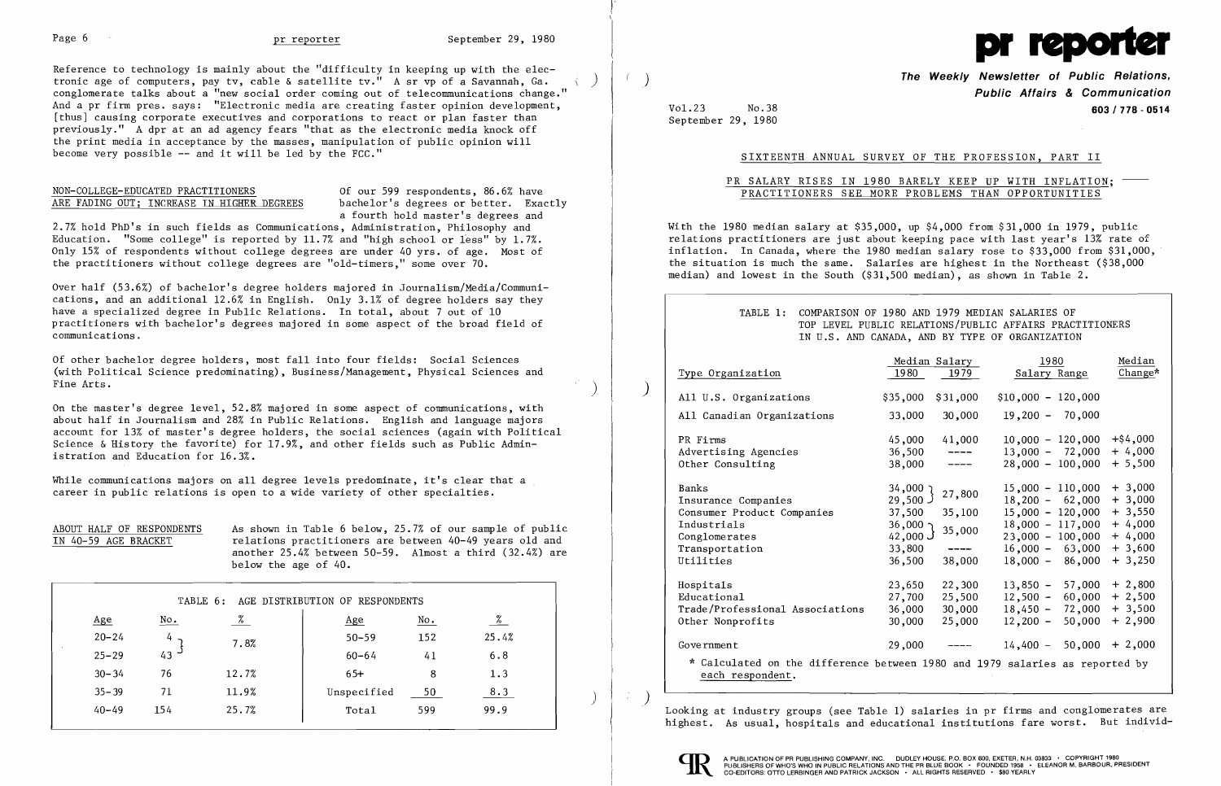Reference to technology is mainly about the "difficulty in keeping up with the electronic age of computers, pay tv, cable & satellite tv." A sr vp of a Savannah, Ga. conglomerate talks about a "new social order coming out of telecommunications change." And a pr firm pres. says: "Electronic media are creating faster opinion development, [thus] causing corporate executives and corporations to react or plan faster than previously." A dpr at an ad agency fears "that as the electronic media knock off the print media in acceptance by the masses, manipulation of public opinion will become very possible -- and it will be led by the FCC."

NON-COLLEGE-EDUCATED PRACTITIONERS ARE FADING OUT; INCREASE IN HIGHER DEGREES

Of our 599 respondents, 86.6% have bachelor's degrees or better. Exactly a fourth hold master's degrees and 2.7% hold PhD's in such fields as Communications, Administration, Philosophy and Education. "Some college" is reported by 11.7% and "high school or less" by 1.7%. Only 15% of respondents without college degrees are under 40 yrs. of age. Most of the practitioners without college degrees are "old-timers," some over 70.

Over half (53.6%) of bachelor's degree holders majored in Journalism/Media/Communications, and an additional 12.6% in English. Only 3.1% of degree holders say they have a specialized degree in Public Relations. In total, about 7 out of 10 practitioners with bachelor's degrees majored in some aspect of the broad field of communications.

Of other bachelor degree holders, most fall into four fields: Social Sciences (with Political Science predominating), Business/Management, Physical Sciences and Fine Arts.

On the master's degree level, 52.8% majored in some aspect of communications, with about half in Journalism and 28% in Public Relations. English and language majors account for 13% of master's degree holders, the social sciences (again with Political Science & History the favorite) for 17.9%, and other fields such as Public Administration and Education for 16.3%.

While communications majors on all degree levels predominate, it's clear that a career in public relations is open to a wide variety of other specialties.

ABOUT HALF OF RESPONDENTS IN 40-59 AGE BRACKET

As shown in Table 6 below, 25.7% of our sample of public relations practitioners are between 40-49 years old and another 25.4% between 50-59. Almost a third (32.4%) are below the age of 40.

TABLE 6: AGE DISTRIBUTION OF RESPONDENTS

| Age | No. | % | Age | No. | % |
|---|---|---|---|---|---|
| 20-24 | 4 | 7.8% | 50-59 | 152 | 25.4% |
| 25-29 | 43 | | 60-64 | 41 | 6.8 |
| 30-34 | 76 | 12.7% | 65+ | 8 | 1.3 |
| 35-39 | 71 | 11.9% | Unspecified | 50 | 8.3 |
| 40-49 | 154 | 25.7% | Total | 599 | 99.9 |

# pr reporter

**The Weekly Newsletter of Public Relations, Public Affairs & Communication**

603 / 778 - 0514

Vol.23 No.38
September 29, 1980

## SIXTEENTH ANNUAL SURVEY OF THE PROFESSION, PART II

### PR SALARY RISES IN 1980 BARELY KEEP UP WITH INFLATION; PRACTITIONERS SEE MORE PROBLEMS THAN OPPORTUNITIES

With the 1980 median salary at $35,000, up $4,000 from $31,000 in 1979, public relations practitioners are just about keeping pace with last year's 13% rate of inflation. In Canada, where the 1980 median salary rose to $33,000 from $31,000, the situation is much the same. Salaries are highest in the Northeast ($38,000 median) and lowest in the South ($31,500 median), as shown in Table 2.

TABLE 1: COMPARISON OF 1980 AND 1979 MEDIAN SALARIES OF TOP LEVEL PUBLIC RELATIONS/PUBLIC AFFAIRS PRACTITIONERS IN U.S. AND CANADA, AND BY TYPE OF ORGANIZATION

| Type Organization | Median Salary 1980 | Median Salary 1979 | 1980 Salary Range | Median Change* |
|---|---|---|---|---|
| All U.S. Organizations | $35,000 | $31,000 | $10,000 - 120,000 | |
| All Canadian Organizations | 33,000 | 30,000 | 19,200 - 70,000 | |
| PR Firms | 45,000 | 41,000 | 10,000 - 120,000 | +$4,000 |
| Advertising Agencies | 36,500 | ---- | 13,000 - 72,000 | + 4,000 |
| Other Consulting | 38,000 | ---- | 28,000 - 100,000 | + 5,500 |
| Banks | 34,000 | 27,800 | 15,000 - 110,000 | + 3,000 |
| Insurance Companies | 29,500 | | 18,200 - 62,000 | + 3,000 |
| Consumer Product Companies | 37,500 | 35,100 | 15,000 - 120,000 | + 3,550 |
| Industrials | 36,000 | 35,000 | 18,000 - 117,000 | + 4,000 |
| Conglomerates | 42,000 | | 23,000 - 100,000 | + 4,000 |
| Transportation | 33,800 | ---- | 16,000 - 63,000 | + 3,600 |
| Utilities | 36,500 | 38,000 | 18,000 - 86,000 | + 3,250 |
| Hospitals | 23,650 | 22,300 | 13,850 - 57,000 | + 2,800 |
| Educational | 27,700 | 25,500 | 12,500 - 60,000 | + 2,500 |
| Trade/Professional Associations | 36,000 | 30,000 | 18,450 - 72,000 | + 3,500 |
| Other Nonprofits | 30,000 | 25,000 | 12,200 - 50,000 | + 2,900 |
| Government | 29,000 | ---- | 14,400 - 50,000 | + 2,000 |

\* Calculated on the difference between 1980 and 1979 salaries as reported by each respondent.

Looking at industry groups (see Table 1) salaries in pr firms and conglomerates are highest. As usual, hospitals and educational institutions fare worst. But individ-

A PUBLICATION OF PR PUBLISHING COMPANY, INC. DUDLEY HOUSE, P.O. BOX 600, EXETER, N.H. 03833 • COPYRIGHT 1980 PUBLISHERS OF WHO'S WHO IN PUBLIC RELATIONS AND THE PR BLUE BOOK • FOUNDED 1958 • ELEANOR M. BARBOUR, PRESIDENT CO-EDITORS: OTTO LERBINGER AND PATRICK JACKSON • ALL RIGHTS RESERVED • $80 YEARLY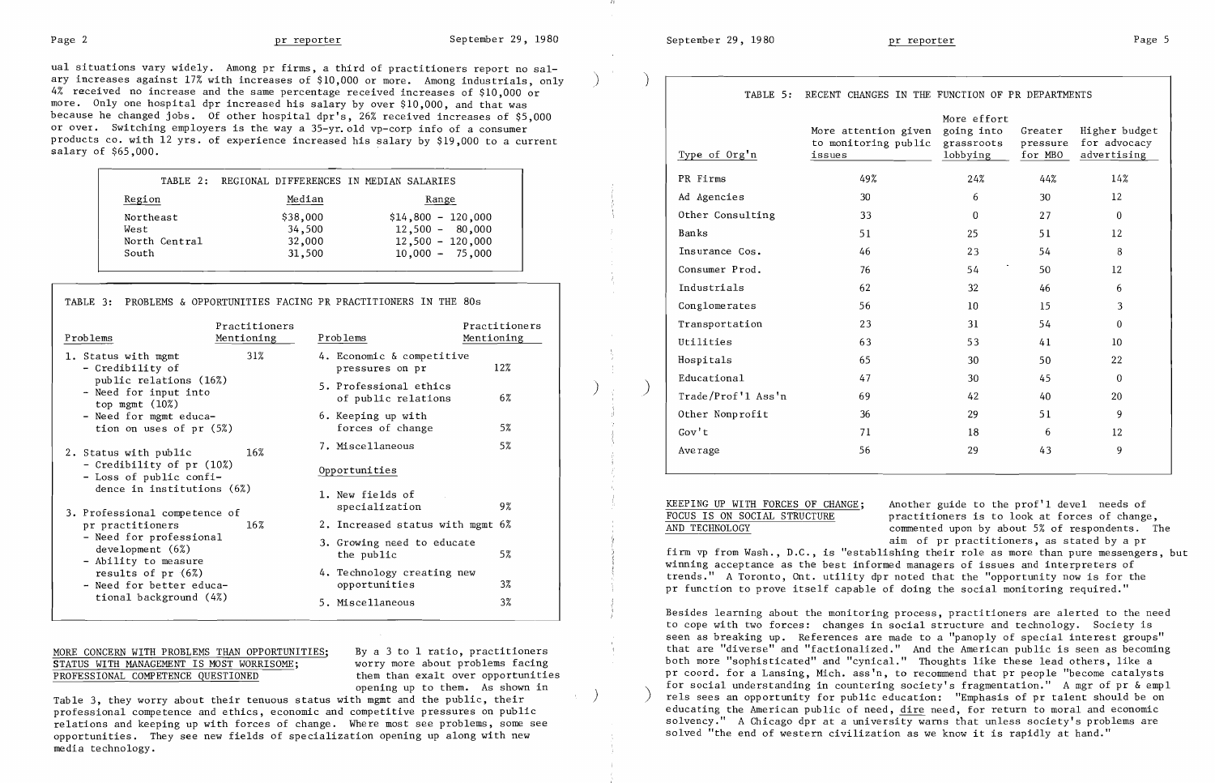ual situations vary widely. Among pr firms, a third of practitioners report no salary increases against 17% with increases of $10,000 or more. Among industrials, only 4% received no increase and the same percentage received increases of $10,000 or more. Only one hospital dpr increased his salary by over $10,000, and that was because he changed jobs. Of other hospital dpr's, 26% received increases of $5,000 or over. Switching employers is the way a 35-yr.old vp-corp info of a consumer products co. with 12 yrs. of experience increased his salary by $19,000 to a current salary of $65,000.

TABLE 2: REGIONAL DIFFERENCES IN MEDIAN SALARIES

| Region | Median | Range |
|---|---|---|
| Northeast | $38,000 | $14,800 - 120,000 |
| West | 34,500 | 12,500 - 80,000 |
| North Central | 32,000 | 12,500 - 120,000 |
| South | 31,500 | 10,000 - 75,000 |

TABLE 3: PROBLEMS & OPPORTUNITIES FACING PR PRACTITIONERS IN THE 80s

| Problems | Practitioners Mentioning |
|---|---|
| 1. Status with mgmt | 31% |
| - Credibility of public relations (16%) | |
| - Need for input into top mgmt (10%) | |
| - Need for mgmt education on uses of pr (5%) | |
| 2. Status with public | 16% |
| - Credibility of pr (10%) | |
| - Loss of public confidence in institutions (6%) | |
| 3. Professional competence of pr practitioners | 16% |
| - Need for professional development (6%) | |
| - Ability to measure results of pr (6%) | |
| - Need for better educational background (4%) | |
| 4. Economic & competitive pressures on pr | 12% |
| 5. Professional ethics of public relations | 6% |
| 6. Keeping up with forces of change | 5% |
| 7. Miscellaneous | 5% |
| **Opportunities** | |
| 1. New fields of specialization | 9% |
| 2. Increased status with mgmt | 6% |
| 3. Growing need to educate the public | 5% |
| 4. Technology creating new opportunities | 3% |
| 5. Miscellaneous | 3% |

MORE CONCERN WITH PROBLEMS THAN OPPORTUNITIES; STATUS WITH MANAGEMENT IS MOST WORRISOME; PROFESSIONAL COMPETENCE QUESTIONED

By a 3 to 1 ratio, practitioners worry more about problems facing them than exalt over opportunities opening up to them. As shown in Table 3, they worry about their tenuous status with mgmt and the public, their professional competence and ethics, economic and competitive pressures on public relations and keeping up with forces of change. Where most see problems, some see opportunities. They see new fields of specialization opening up along with new media technology.

TABLE 5: RECENT CHANGES IN THE FUNCTION OF PR DEPARTMENTS

| Type of Org'n | More attention given to monitoring public issues | More effort going into grassroots lobbying | Greater pressure for MBO | Higher budget for advocacy advertising |
|---|---|---|---|---|
| PR Firms | 49% | 24% | 44% | 14% |
| Ad Agencies | 30 | 6 | 30 | 12 |
| Other Consulting | 33 | 0 | 27 | 0 |
| Banks | 51 | 25 | 51 | 12 |
| Insurance Cos. | 46 | 23 | 54 | 8 |
| Consumer Prod. | 76 | 54 | 50 | 12 |
| Industrials | 62 | 32 | 46 | 6 |
| Conglomerates | 56 | 10 | 15 | 3 |
| Transportation | 23 | 31 | 54 | 0 |
| Utilities | 63 | 53 | 41 | 10 |
| Hospitals | 65 | 30 | 50 | 22 |
| Educational | 47 | 30 | 45 | 0 |
| Trade/Prof'l Ass'n | 69 | 42 | 40 | 20 |
| Other Nonprofit | 36 | 29 | 51 | 9 |
| Gov't | 71 | 18 | 6 | 12 |
| Average | 56 | 29 | 43 | 9 |

KEEPING UP WITH FORCES OF CHANGE; FOCUS IS ON SOCIAL STRUCTURE AND TECHNOLOGY

Another guide to the prof'l devel needs of practitioners is to look at forces of change, commented upon by about 5% of respondents. The aim of pr practitioners, as stated by a pr firm vp from Wash., D.C., is "establishing their role as more than pure messengers, but winning acceptance as the best informed managers of issues and interpreters of trends." A Toronto, Ont. utility dpr noted that the "opportunity now is for the pr function to prove itself capable of doing the social monitoring required."

Besides learning about the monitoring process, practitioners are alerted to the need to cope with two forces: changes in social structure and technology. Society is seen as breaking up. References are made to a "panoply of special interest groups" that are "diverse" and "factionalized." And the American public is seen as becoming both more "sophisticated" and "cynical." Thoughts like these lead others, like a pr coord. for a Lansing, Mich. ass'n, to recommend that pr people "become catalysts for social understanding in countering society's fragmentation." A mgr of pr & empl rels sees an opportunity for public education: "Emphasis of pr talent should be on educating the American public of need, dire need, for return to moral and economic solvency." A Chicago dpr at a university warns that unless society's problems are solved "the end of western civilization as we know it is rapidly at hand."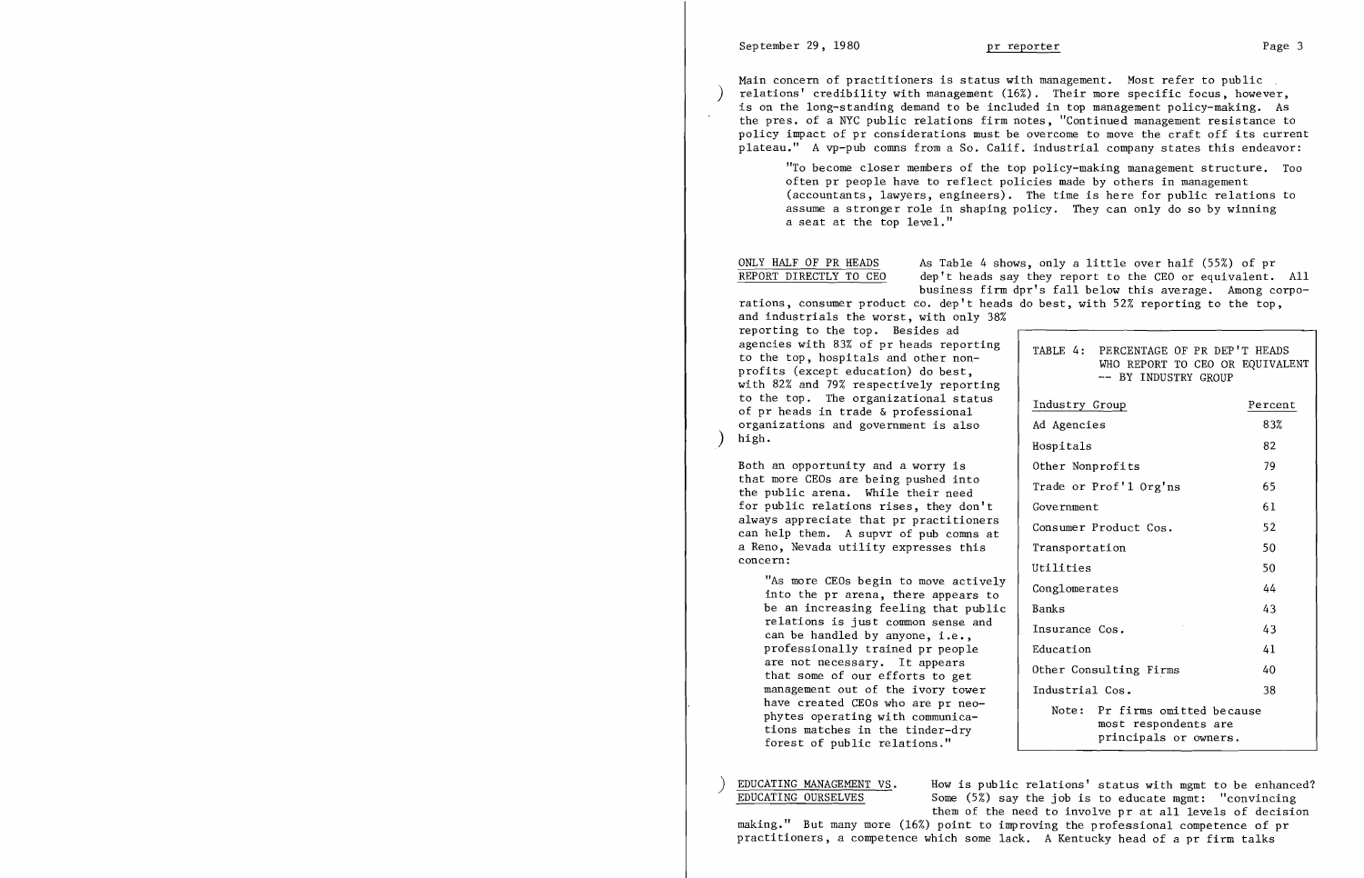Main concern of practitioners is status with management. Most refer to public relations' credibility with management (16%). Their more specific focus, however, is on the long-standing demand to be included in top management policy-making. As the pres. of a NYC public relations firm notes, "Continued management resistance to policy impact of pr considerations must be overcome to move the craft off its current plateau." A vp-pub comns from a So. Calif. industrial company states this endeavor:

> "To become closer members of the top policy-making management structure. Too often pr people have to reflect policies made by others in management (accountants, lawyers, engineers). The time is here for public relations to assume a stronger role in shaping policy. They can only do so by winning a seat at the top level."

## ONLY HALF OF PR HEADS REPORT DIRECTLY TO CEO

As Table 4 shows, only a little over half (55%) of pr dep't heads say they report to the CEO or equivalent. All business firm dpr's fall below this average. Among corporations, consumer product co. dep't heads do best, with 52% reporting to the top, and industrials the worst, with only 38% reporting to the top. Besides ad agencies with 83% of pr heads reporting to the top, hospitals and other nonprofits (except education) do best, with 82% and 79% respectively reporting to the top. The organizational status of pr heads in trade & professional organizations and government is also high.

TABLE 4: PERCENTAGE OF PR DEP'T HEADS WHO REPORT TO CEO OR EQUIVALENT -- BY INDUSTRY GROUP

| Industry Group | Percent |
|---|---|
| Ad Agencies | 83% |
| Hospitals | 82 |
| Other Nonprofits | 79 |
| Trade or Prof'l Org'ns | 65 |
| Government | 61 |
| Consumer Product Cos. | 52 |
| Transportation | 50 |
| Utilities | 50 |
| Conglomerates | 44 |
| Banks | 43 |
| Insurance Cos. | 43 |
| Education | 41 |
| Other Consulting Firms | 40 |
| Industrial Cos. | 38 |

Note: Pr firms omitted because most respondents are principals or owners.

Both an opportunity and a worry is that more CEOs are being pushed into the public arena. While their need for public relations rises, they don't always appreciate that pr practitioners can help them. A supvr of pub comns at a Reno, Nevada utility expresses this concern:

> "As more CEOs begin to move actively into the pr arena, there appears to be an increasing feeling that public relations is just common sense and can be handled by anyone, i.e., professionally trained pr people are not necessary. It appears that some of our efforts to get management out of the ivory tower have created CEOs who are pr neophytes operating with communications matches in the tinder-dry forest of public relations."

## EDUCATING MANAGEMENT VS. EDUCATING OURSELVES

How is public relations' status with mgmt to be enhanced? Some (5%) say the job is to educate mgmt: "convincing them of the need to involve pr at all levels of decision making." But many more (16%) point to improving the professional competence of pr practitioners, a competence which some lack. A Kentucky head of a pr firm talks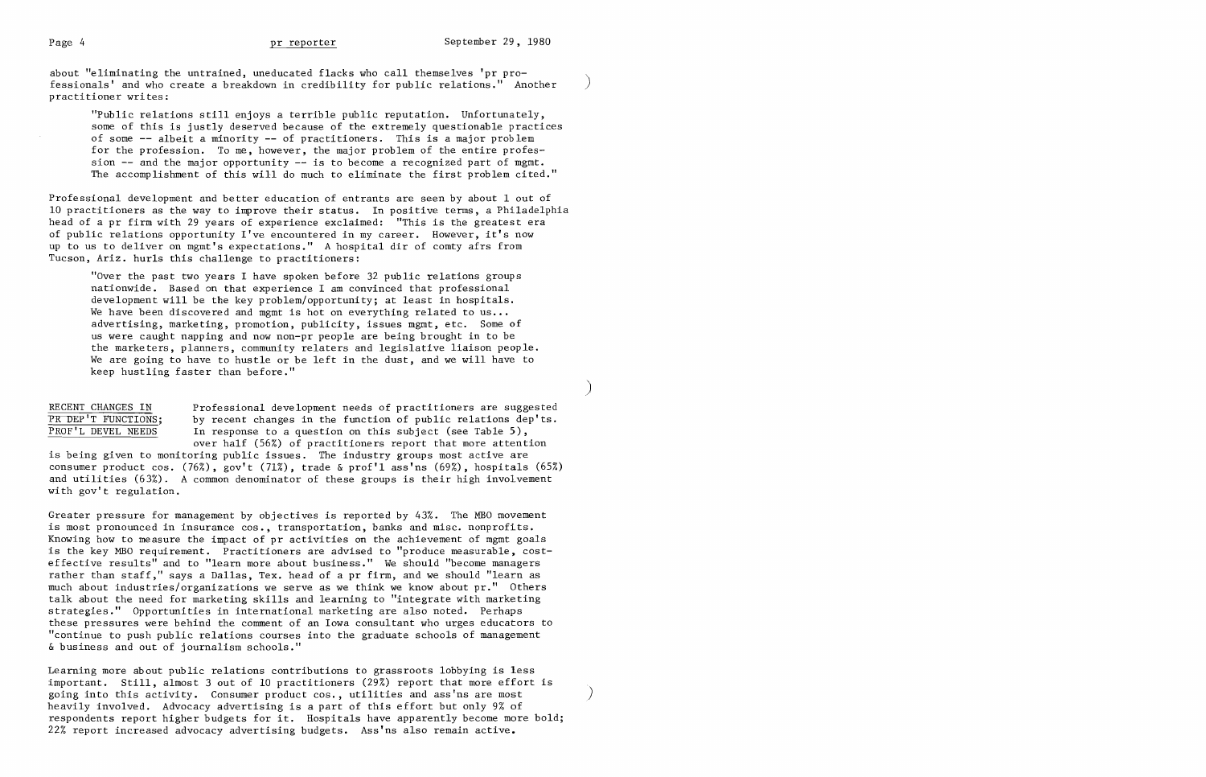about "eliminating the untrained, uneducated flacks who call themselves 'pr professionals' and who create a breakdown in credibility for public relations." Another practitioner writes:

> "Public relations still enjoys a terrible public reputation. Unfortunately, some of this is justly deserved because of the extremely questionable practices of some -- albeit a minority -- of practitioners. This is a major problem for the profession. To me, however, the major problem of the entire profession -- and the major opportunity -- is to become a recognized part of mgmt. The accomplishment of this will do much to eliminate the first problem cited."

Professional development and better education of entrants are seen by about 1 out of 10 practitioners as the way to improve their status. In positive terms, a Philadelphia head of a pr firm with 29 years of experience exclaimed: "This is the greatest era of public relations opportunity I've encountered in my career. However, it's now up to us to deliver on mgmt's expectations." A hospital dir of comty afrs from Tucson, Ariz. hurls this challenge to practitioners:

> "Over the past two years I have spoken before 32 public relations groups nationwide. Based on that experience I am convinced that professional development will be the key problem/opportunity; at least in hospitals. We have been discovered and mgmt is hot on everything related to us... advertising, marketing, promotion, publicity, issues mgmt, etc. Some of us were caught napping and now non-pr people are being brought in to be the marketers, planners, community relaters and legislative liaison people. We are going to have to hustle or be left in the dust, and we will have to keep hustling faster than before."

**RECENT CHANGES IN PR DEP'T FUNCTIONS; PROF'L DEVEL NEEDS**

Professional development needs of practitioners are suggested by recent changes in the function of public relations dep'ts. In response to a question on this subject (see Table 5), over half (56%) of practitioners report that more attention is being given to monitoring public issues. The industry groups most active are consumer product cos. (76%), gov't (71%), trade & prof'l ass'ns (69%), hospitals (65%) and utilities (63%). A common denominator of these groups is their high involvement with gov't regulation.

Greater pressure for management by objectives is reported by 43%. The MBO movement is most pronounced in insurance cos., transportation, banks and misc. nonprofits. Knowing how to measure the impact of pr activities on the achievement of mgmt goals is the key MBO requirement. Practitioners are advised to "produce measurable, cost-effective results" and to "learn more about business." We should "become managers rather than staff," says a Dallas, Tex. head of a pr firm, and we should "learn as much about industries/organizations we serve as we think we know about pr." Others talk about the need for marketing skills and learning to "integrate with marketing strategies." Opportunities in international marketing are also noted. Perhaps these pressures were behind the comment of an Iowa consultant who urges educators to "continue to push public relations courses into the graduate schools of management & business and out of journalism schools."

Learning more about public relations contributions to grassroots lobbying is less important. Still, almost 3 out of 10 practitioners (29%) report that more effort is going into this activity. Consumer product cos., utilities and ass'ns are most heavily involved. Advocacy advertising is a part of this effort but only 9% of respondents report higher budgets for it. Hospitals have apparently become more bold; 22% report increased advocacy advertising budgets. Ass'ns also remain active.